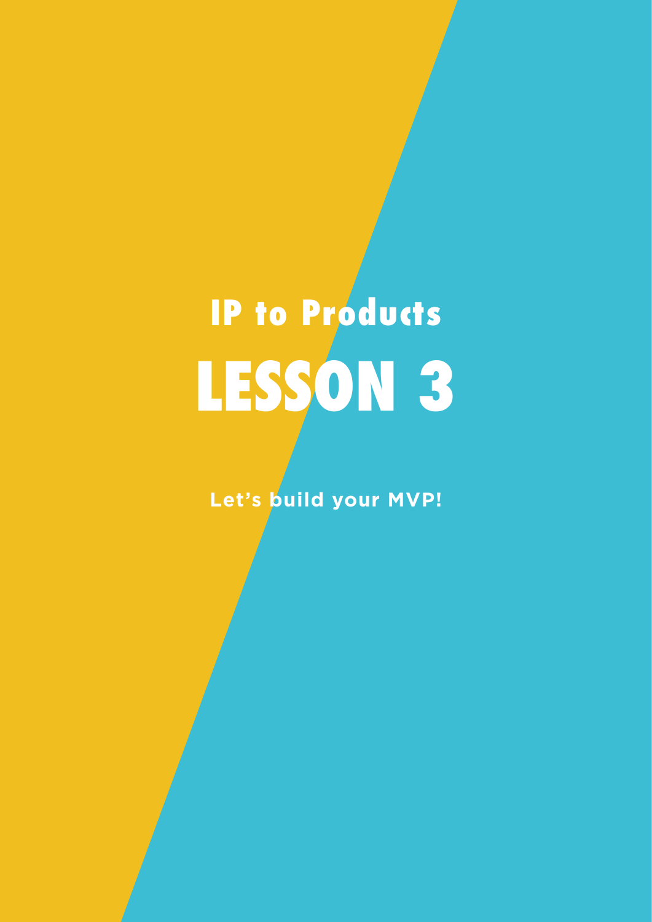## IP to Products

# LESSON 3

**Let's build your MVP!**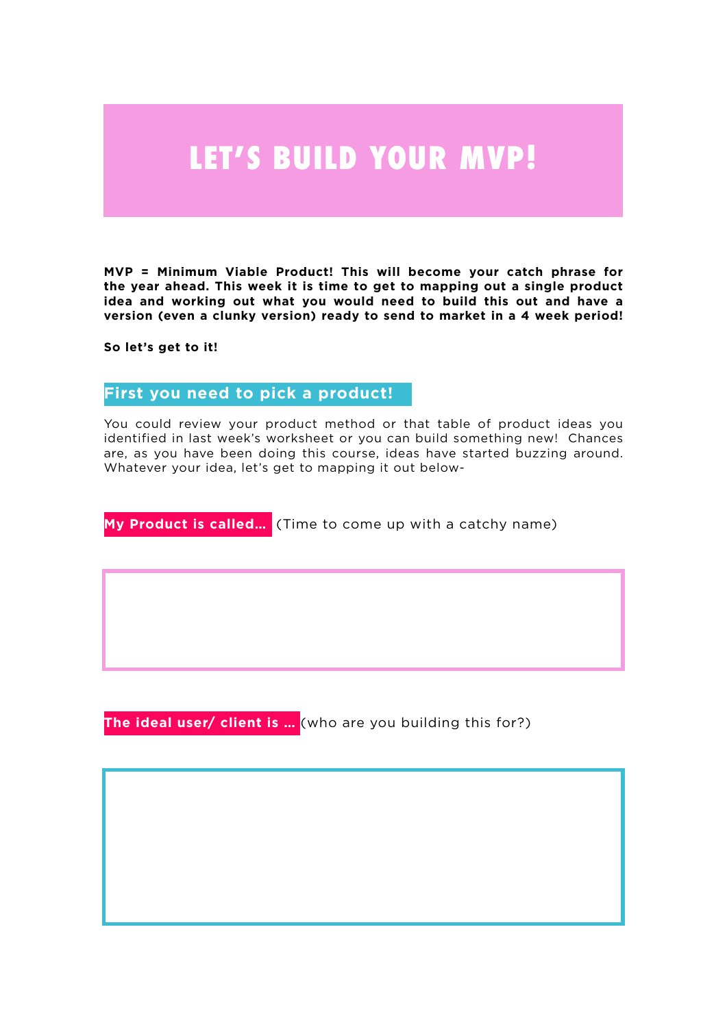# LET'S BUILD YOUR MVP!

**MVP = Minimum Viable Product! This will become your catch phrase for the year ahead. This week it is time to get to mapping out a single product idea and working out what you would need to build this out and have a version (even a clunky version) ready to send to market in a 4 week period!**

**So let's get to it!**

## First you need to pick a product!

You could review your product method or that table of product ideas you identified in last week's worksheet or you can build something new! Chances are, as you have been doing this course, ideas have started buzzing around. Whatever your idea, let's get to mapping it out below-

**My Product is called...** (Time to come up with a catchy name)

**The ideal user/ client is ...** (who are you building this for?)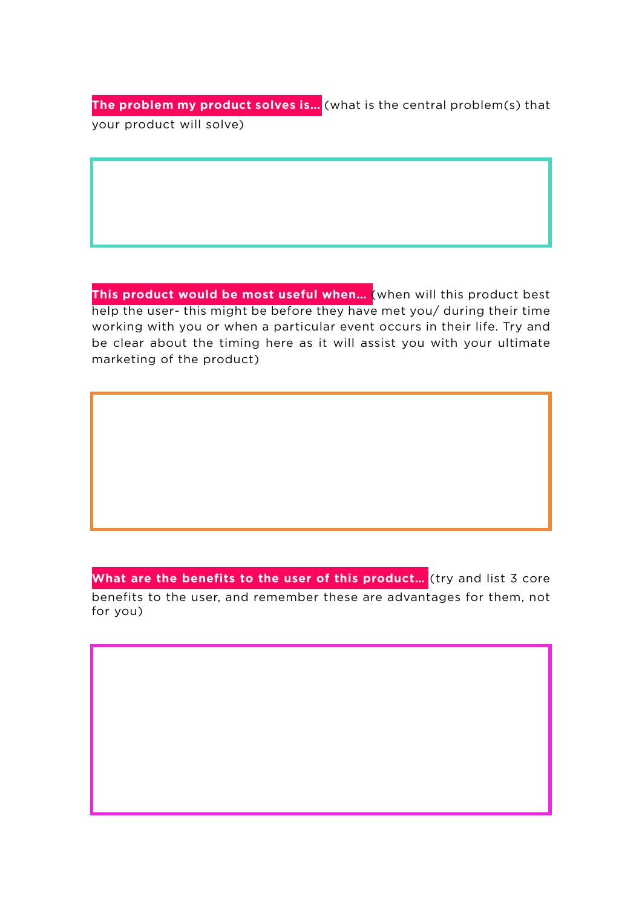**The problem my product solves is...** (what is the central problem(s) that your product will solve)

**This product would be most useful when...** (when will this product best help the user- this might be before they have met you/ during their time working with you or when a particular event occurs in their life. Try and be clear about the timing here as it will assist you with your ultimate marketing of the product)

**What are the benefits to the user of this product...** (try and list 3 core benefits to the user, and remember these are advantages for them, not for you)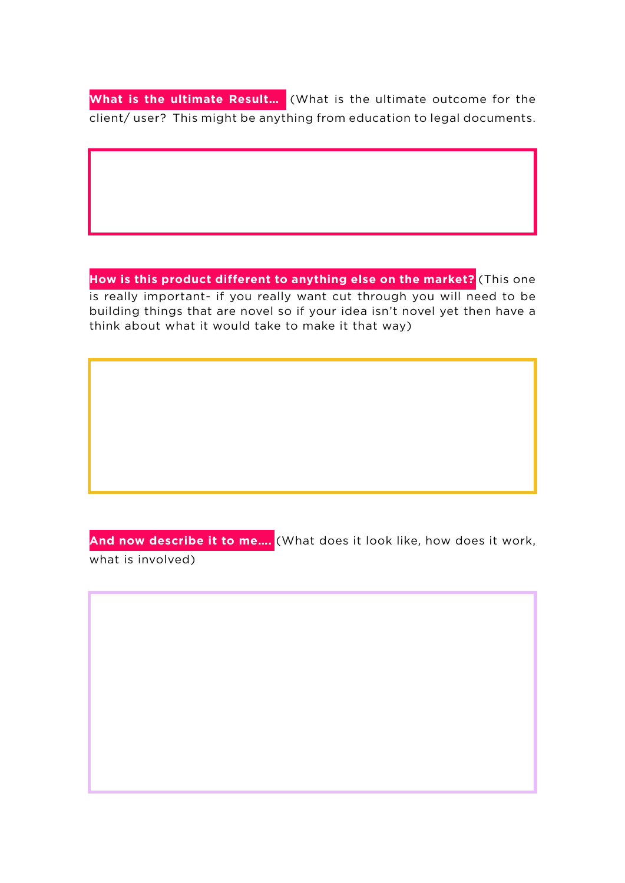**What is the ultimate Result...** (What is the ultimate outcome for the client/ user? This might be anything from education to legal documents.

**How is this product different to anything else on the market?** (This one is really important- if you really want cut through you will need to be building things that are novel so if your idea isn't novel yet then have a think about what it would take to make it that way)

**And now describe it to me....** (What does it look like, how does it work, what is involved)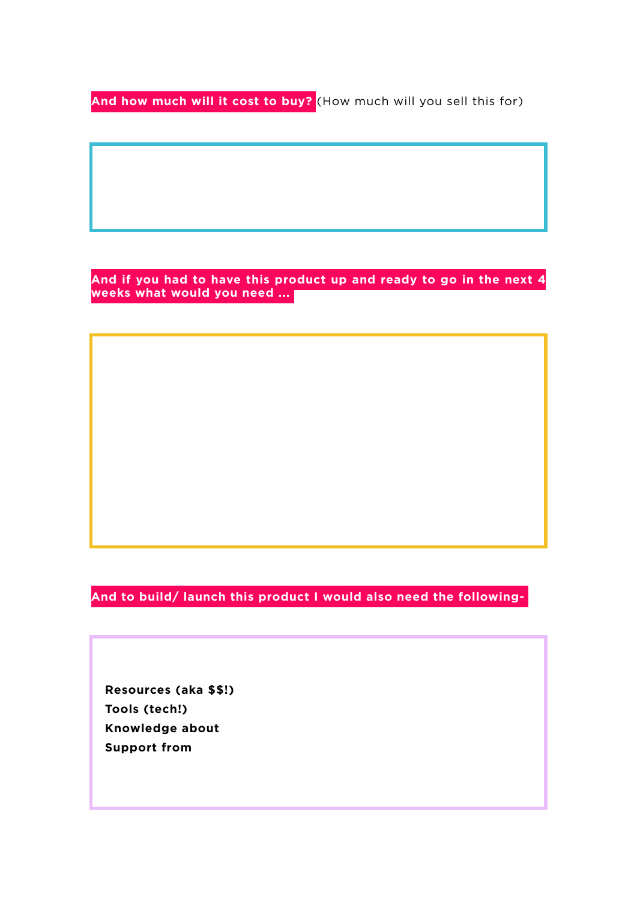**And how much will it cost to buy?** (How much will you sell this for)

**And if you had to have this product up and ready to go in the next 4 weeks what would you need ...**

**And to build/ launch this product I would also need the following-**

**Resources (aka $$!)**
**Tools (tech!)**
**Knowledge about**
**Support from**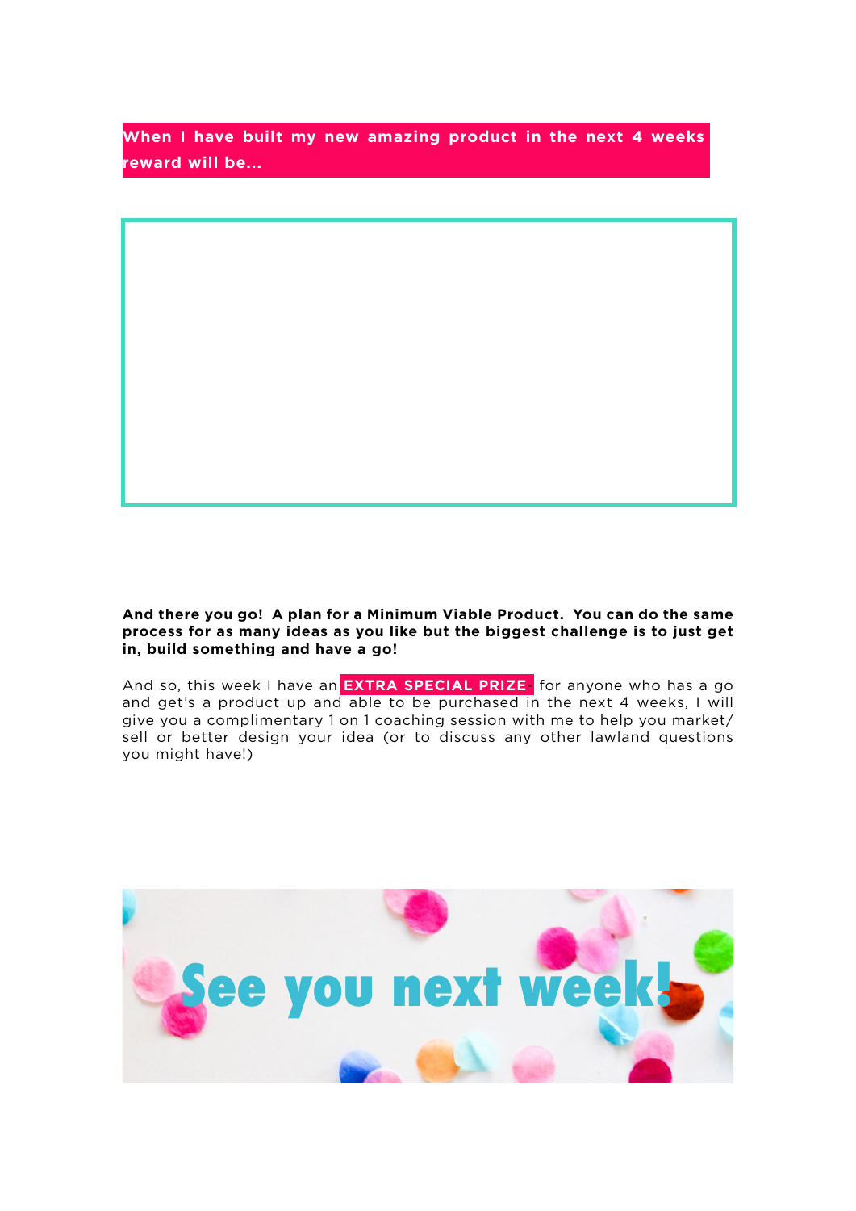**When I have built my new amazing product in the next 4 weeks reward will be...**

**And there you go! A plan for a Minimum Viable Product. You can do the same process for as many ideas as you like but the biggest challenge is to just get in, build something and have a go!**

And so, this week I have an **EXTRA SPECIAL PRIZE** for anyone who has a go and get's a product up and able to be purchased in the next 4 weeks, I will give you a complimentary 1 on 1 coaching session with me to help you market/ sell or better design your idea (or to discuss any other lawland questions you might have!)

See you next week!